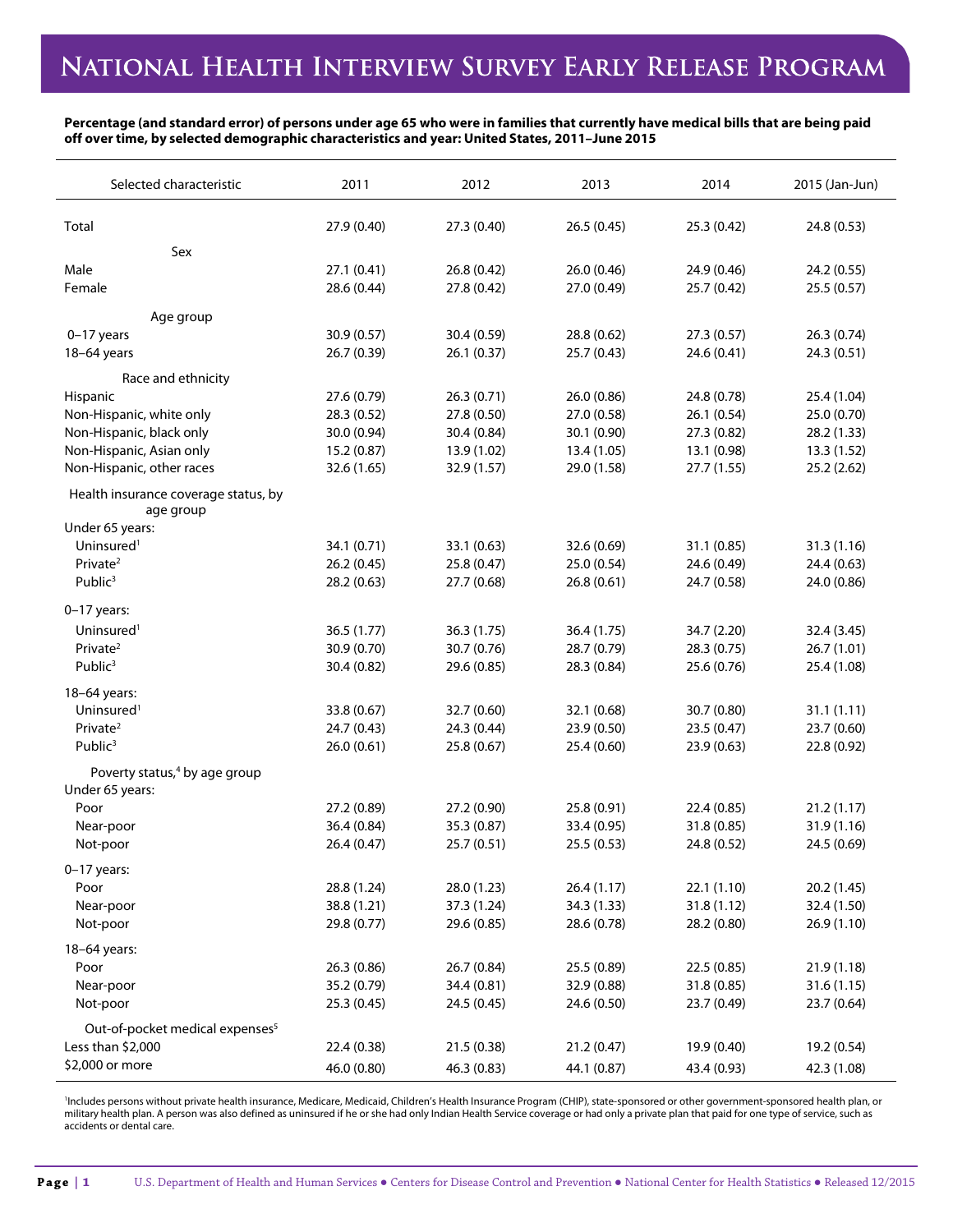# National Health Interview Survey Early Release Program

**Percentage (and standard error) of persons under age 65 who were in families that currently have medical bills that are being paid off over time, by selected demographic characteristics and year: United States, 2011–June 2015**

| Selected characteristic | 2011 | 2012 | 2013 | 2014 | 2015 (Jan-Jun) |
|---|---|---|---|---|---|
| Total | 27.9 (0.40) | 27.3 (0.40) | 26.5 (0.45) | 25.3 (0.42) | 24.8 (0.53) |
| Sex | | | | | |
| Male | 27.1 (0.41) | 26.8 (0.42) | 26.0 (0.46) | 24.9 (0.46) | 24.2 (0.55) |
| Female | 28.6 (0.44) | 27.8 (0.42) | 27.0 (0.49) | 25.7 (0.42) | 25.5 (0.57) |
| Age group | | | | | |
| 0–17 years | 30.9 (0.57) | 30.4 (0.59) | 28.8 (0.62) | 27.3 (0.57) | 26.3 (0.74) |
| 18–64 years | 26.7 (0.39) | 26.1 (0.37) | 25.7 (0.43) | 24.6 (0.41) | 24.3 (0.51) |
| Race and ethnicity | | | | | |
| Hispanic | 27.6 (0.79) | 26.3 (0.71) | 26.0 (0.86) | 24.8 (0.78) | 25.4 (1.04) |
| Non-Hispanic, white only | 28.3 (0.52) | 27.8 (0.50) | 27.0 (0.58) | 26.1 (0.54) | 25.0 (0.70) |
| Non-Hispanic, black only | 30.0 (0.94) | 30.4 (0.84) | 30.1 (0.90) | 27.3 (0.82) | 28.2 (1.33) |
| Non-Hispanic, Asian only | 15.2 (0.87) | 13.9 (1.02) | 13.4 (1.05) | 13.1 (0.98) | 13.3 (1.52) |
| Non-Hispanic, other races | 32.6 (1.65) | 32.9 (1.57) | 29.0 (1.58) | 27.7 (1.55) | 25.2 (2.62) |
| Health insurance coverage status, by age group | | | | | |
| Under 65 years: | | | | | |
| Uninsured[1] | 34.1 (0.71) | 33.1 (0.63) | 32.6 (0.69) | 31.1 (0.85) | 31.3 (1.16) |
| Private[2] | 26.2 (0.45) | 25.8 (0.47) | 25.0 (0.54) | 24.6 (0.49) | 24.4 (0.63) |
| Public[3] | 28.2 (0.63) | 27.7 (0.68) | 26.8 (0.61) | 24.7 (0.58) | 24.0 (0.86) |
| 0–17 years: | | | | | |
| Uninsured[1] | 36.5 (1.77) | 36.3 (1.75) | 36.4 (1.75) | 34.7 (2.20) | 32.4 (3.45) |
| Private[2] | 30.9 (0.70) | 30.7 (0.76) | 28.7 (0.79) | 28.3 (0.75) | 26.7 (1.01) |
| Public[3] | 30.4 (0.82) | 29.6 (0.85) | 28.3 (0.84) | 25.6 (0.76) | 25.4 (1.08) |
| 18–64 years: | | | | | |
| Uninsured[1] | 33.8 (0.67) | 32.7 (0.60) | 32.1 (0.68) | 30.7 (0.80) | 31.1 (1.11) |
| Private[2] | 24.7 (0.43) | 24.3 (0.44) | 23.9 (0.50) | 23.5 (0.47) | 23.7 (0.60) |
| Public[3] | 26.0 (0.61) | 25.8 (0.67) | 25.4 (0.60) | 23.9 (0.63) | 22.8 (0.92) |
| Poverty status,[4] by age group | | | | | |
| Under 65 years: | | | | | |
| Poor | 27.2 (0.89) | 27.2 (0.90) | 25.8 (0.91) | 22.4 (0.85) | 21.2 (1.17) |
| Near-poor | 36.4 (0.84) | 35.3 (0.87) | 33.4 (0.95) | 31.8 (0.85) | 31.9 (1.16) |
| Not-poor | 26.4 (0.47) | 25.7 (0.51) | 25.5 (0.53) | 24.8 (0.52) | 24.5 (0.69) |
| 0–17 years: | | | | | |
| Poor | 28.8 (1.24) | 28.0 (1.23) | 26.4 (1.17) | 22.1 (1.10) | 20.2 (1.45) |
| Near-poor | 38.8 (1.21) | 37.3 (1.24) | 34.3 (1.33) | 31.8 (1.12) | 32.4 (1.50) |
| Not-poor | 29.8 (0.77) | 29.6 (0.85) | 28.6 (0.78) | 28.2 (0.80) | 26.9 (1.10) |
| 18–64 years: | | | | | |
| Poor | 26.3 (0.86) | 26.7 (0.84) | 25.5 (0.89) | 22.5 (0.85) | 21.9 (1.18) |
| Near-poor | 35.2 (0.79) | 34.4 (0.81) | 32.9 (0.88) | 31.8 (0.85) | 31.6 (1.15) |
| Not-poor | 25.3 (0.45) | 24.5 (0.45) | 24.6 (0.50) | 23.7 (0.49) | 23.7 (0.64) |
| Out-of-pocket medical expenses[5] | | | | | |
| Less than $2,000 | 22.4 (0.38) | 21.5 (0.38) | 21.2 (0.47) | 19.9 (0.40) | 19.2 (0.54) |
| $2,000 or more | 46.0 (0.80) | 46.3 (0.83) | 44.1 (0.87) | 43.4 (0.93) | 42.3 (1.08) |

[1]Includes persons without private health insurance, Medicare, Medicaid, Children's Health Insurance Program (CHIP), state-sponsored or other government-sponsored health plan, or military health plan. A person was also defined as uninsured if he or she had only Indian Health Service coverage or had only a private plan that paid for one type of service, such as accidents or dental care.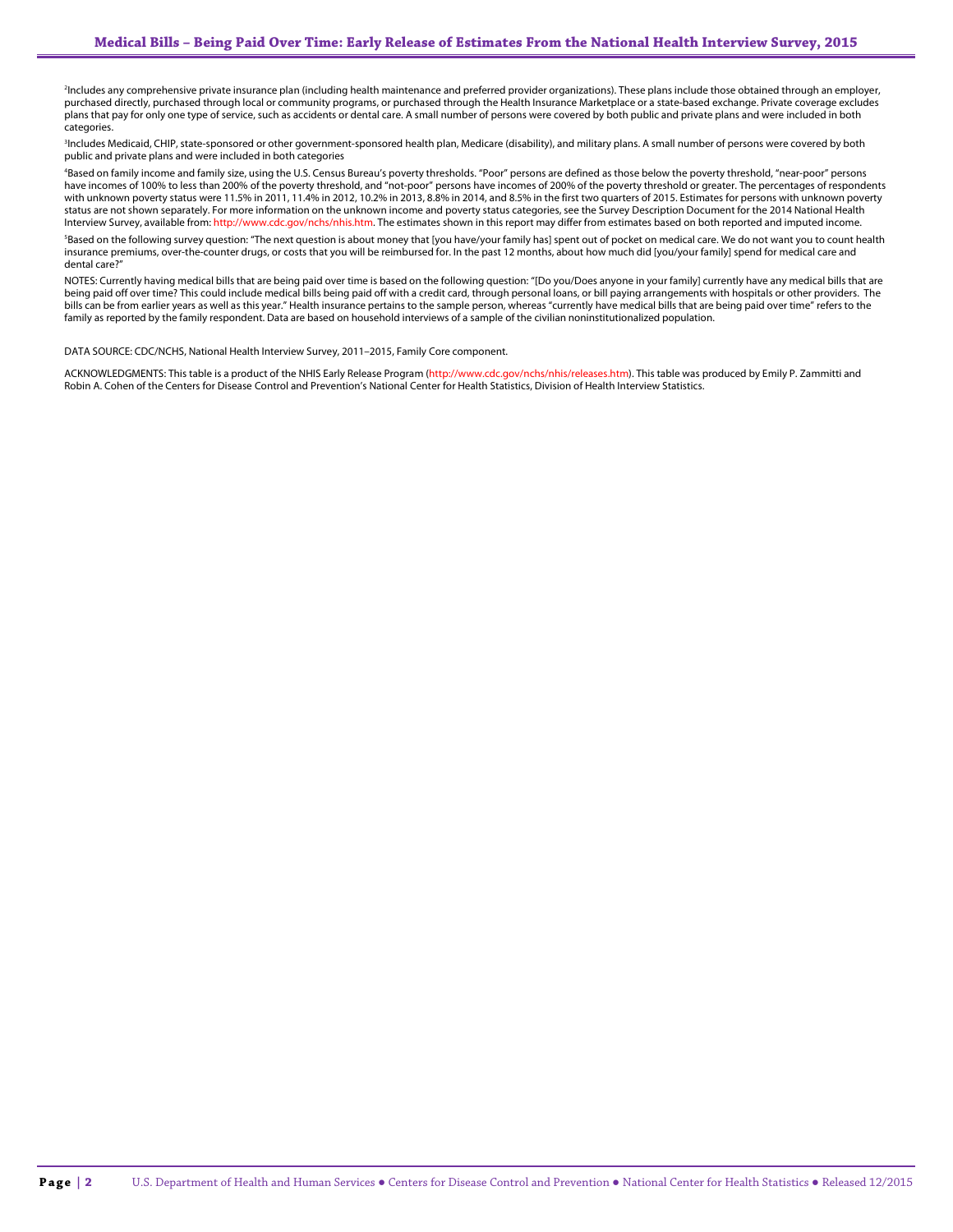[2]Includes any comprehensive private insurance plan (including health maintenance and preferred provider organizations). These plans include those obtained through an employer, purchased directly, purchased through local or community programs, or purchased through the Health Insurance Marketplace or a state-based exchange. Private coverage excludes plans that pay for only one type of service, such as accidents or dental care. A small number of persons were covered by both public and private plans and were included in both categories.

[3]Includes Medicaid, CHIP, state-sponsored or other government-sponsored health plan, Medicare (disability), and military plans. A small number of persons were covered by both public and private plans and were included in both categories

[4]Based on family income and family size, using the U.S. Census Bureau's poverty thresholds. "Poor" persons are defined as those below the poverty threshold, "near-poor" persons have incomes of 100% to less than 200% of the poverty threshold, and "not-poor" persons have incomes of 200% of the poverty threshold or greater. The percentages of respondents with unknown poverty status were 11.5% in 2011, 11.4% in 2012, 10.2% in 2013, 8.8% in 2014, and 8.5% in the first two quarters of 2015. Estimates for persons with unknown poverty status are not shown separately. For more information on the unknown income and poverty status categories, see the Survey Description Document for the 2014 National Health Interview Survey, available from: http://www.cdc.gov/nchs/nhis.htm. The estimates shown in this report may differ from estimates based on both reported and imputed income.

[5]Based on the following survey question: "The next question is about money that [you have/your family has] spent out of pocket on medical care. We do not want you to count health insurance premiums, over-the-counter drugs, or costs that you will be reimbursed for. In the past 12 months, about how much did [you/your family] spend for medical care and dental care?"

NOTES: Currently having medical bills that are being paid over time is based on the following question: "[Do you/Does anyone in your family] currently have any medical bills that are being paid off over time? This could include medical bills being paid off with a credit card, through personal loans, or bill paying arrangements with hospitals or other providers. The bills can be from earlier years as well as this year." Health insurance pertains to the sample person, whereas "currently have medical bills that are being paid over time" refers to the family as reported by the family respondent. Data are based on household interviews of a sample of the civilian noninstitutionalized population.

DATA SOURCE: CDC/NCHS, National Health Interview Survey, 2011–2015, Family Core component.

ACKNOWLEDGMENTS: This table is a product of the NHIS Early Release Program (http://www.cdc.gov/nchs/nhis/releases.htm). This table was produced by Emily P. Zammitti and Robin A. Cohen of the Centers for Disease Control and Prevention's National Center for Health Statistics, Division of Health Interview Statistics.